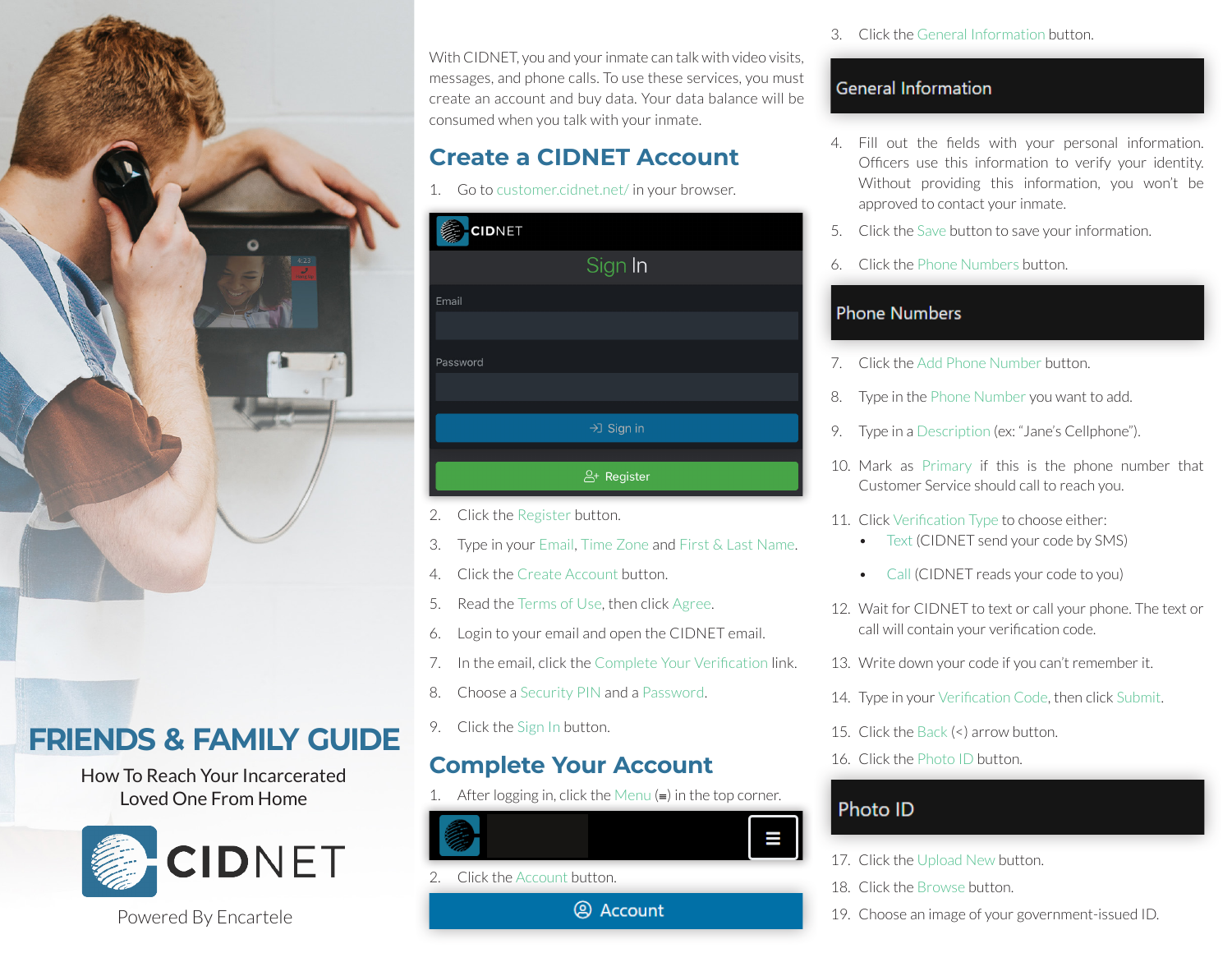# FRIENDS & FAMILY GUIDE

How To Reach Your Incarcerated Loved One From Home

CIDNET

Powered By Encartele

With CIDNET, you and your inmate can talk with video visits, messages, and phone calls. To use these services, you must create an account and buy data. Your data balance will be consumed when you talk with your inmate.

## Create a CIDNET Account

1. Go to customer.cidnet.net/ in your browser.

CIDNET
Sign In
Email
Password
Sign in
Register

2. Click the Register button.
3. Type in your Email, Time Zone and First & Last Name.
4. Click the Create Account button.
5. Read the Terms of Use, then click Agree.
6. Login to your email and open the CIDNET email.
7. In the email, click the Complete Your Verification link.
8. Choose a Security PIN and a Password.
9. Click the Sign In button.

## Complete Your Account

1. After logging in, click the Menu (≡) in the top corner.
2. Click the Account button.

Account

3. Click the General Information button.

General Information

4. Fill out the fields with your personal information. Officers use this information to verify your identity. Without providing this information, you won't be approved to contact your inmate.
5. Click the Save button to save your information.
6. Click the Phone Numbers button.

Phone Numbers

7. Click the Add Phone Number button.
8. Type in the Phone Number you want to add.
9. Type in a Description (ex: "Jane's Cellphone").
10. Mark as Primary if this is the phone number that Customer Service should call to reach you.
11. Click Verification Type to choose either:
    - Text (CIDNET send your code by SMS)
    - Call (CIDNET reads your code to you)
12. Wait for CIDNET to text or call your phone. The text or call will contain your verification code.
13. Write down your code if you can't remember it.
14. Type in your Verification Code, then click Submit.
15. Click the Back (<) arrow button.
16. Click the Photo ID button.

Photo ID

17. Click the Upload New button.
18. Click the Browse button.
19. Choose an image of your government-issued ID.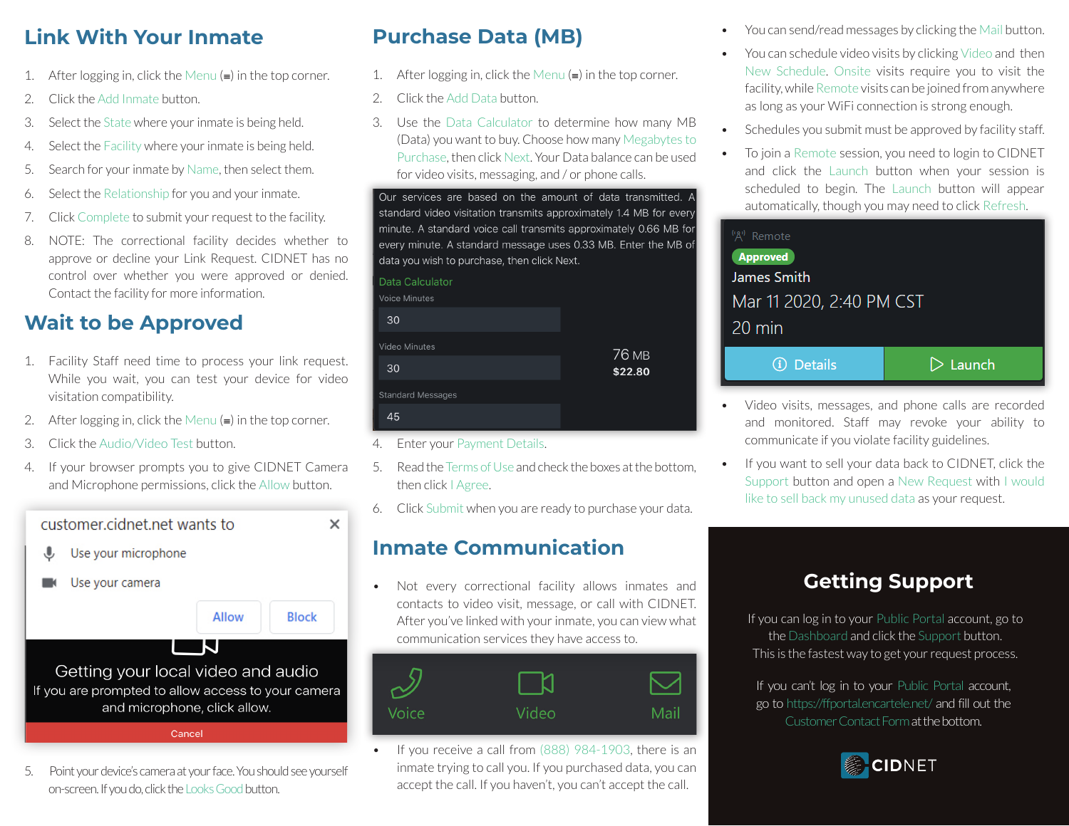## Link With Your Inmate

1. After logging in, click the Menu (≡) in the top corner.
2. Click the Add Inmate button.
3. Select the State where your inmate is being held.
4. Select the Facility where your inmate is being held.
5. Search for your inmate by Name, then select them.
6. Select the Relationship for you and your inmate.
7. Click Complete to submit your request to the facility.
8. NOTE: The correctional facility decides whether to approve or decline your Link Request. CIDNET has no control over whether you were approved or denied. Contact the facility for more information.

## Wait to be Approved

1. Facility Staff need time to process your link request. While you wait, you can test your device for video visitation compatibility.
2. After logging in, click the Menu (≡) in the top corner.
3. Click the Audio/Video Test button.
4. If your browser prompts you to give CIDNET Camera and Microphone permissions, click the Allow button.

customer.cidnet.net wants to

Use your microphone

Use your camera

Allow Block

Getting your local video and audio

If you are prompted to allow access to your camera and microphone, click allow.

Cancel

5. Point your device's camera at your face. You should see yourself on-screen. If you do, click the Looks Good button.

## Purchase Data (MB)

1. After logging in, click the Menu (≡) in the top corner.
2. Click the Add Data button.
3. Use the Data Calculator to determine how many MB (Data) you want to buy. Choose how many Megabytes to Purchase, then click Next. Your Data balance can be used for video visits, messaging, and / or phone calls.

Our services are based on the amount of data transmitted. A standard video visitation transmits approximately 1.4 MB for every minute. A standard voice call transmits approximately 0.66 MB for every minute. A standard message uses 0.33 MB. Enter the MB of data you wish to purchase, then click Next.

Data Calculator

Voice Minutes 30

Video Minutes 30

Standard Messages 45

76 MB
$22.80

4. Enter your Payment Details.
5. Read the Terms of Use and check the boxes at the bottom, then click I Agree.
6. Click Submit when you are ready to purchase your data.

## Inmate Communication

- Not every correctional facility allows inmates and contacts to video visit, message, or call with CIDNET. After you've linked with your inmate, you can view what communication services they have access to.

Voice Video Mail

- If you receive a call from (888) 984-1903, there is an inmate trying to call you. If you purchased data, you can accept the call. If you haven't, you can't accept the call.
- You can send/read messages by clicking the Mail button.
- You can schedule video visits by clicking Video and then New Schedule. Onsite visits require you to visit the facility, while Remote visits can be joined from anywhere as long as your WiFi connection is strong enough.
- Schedules you submit must be approved by facility staff.
- To join a Remote session, you need to login to CIDNET and click the Launch button when your session is scheduled to begin. The Launch button will appear automatically, though you may need to click Refresh.

Remote

Approved

James Smith

Mar 11 2020, 2:40 PM CST

20 min

Details Launch

- Video visits, messages, and phone calls are recorded and monitored. Staff may revoke your ability to communicate if you violate facility guidelines.
- If you want to sell your data back to CIDNET, click the Support button and open a New Request with I would like to sell back my unused data as your request.

## Getting Support

If you can log in to your Public Portal account, go to the Dashboard and click the Support button. This is the fastest way to get your request process.

If you can't log in to your Public Portal account, go to https://ffportal.encartele.net/ and fill out the Customer Contact Form at the bottom.

CIDNET